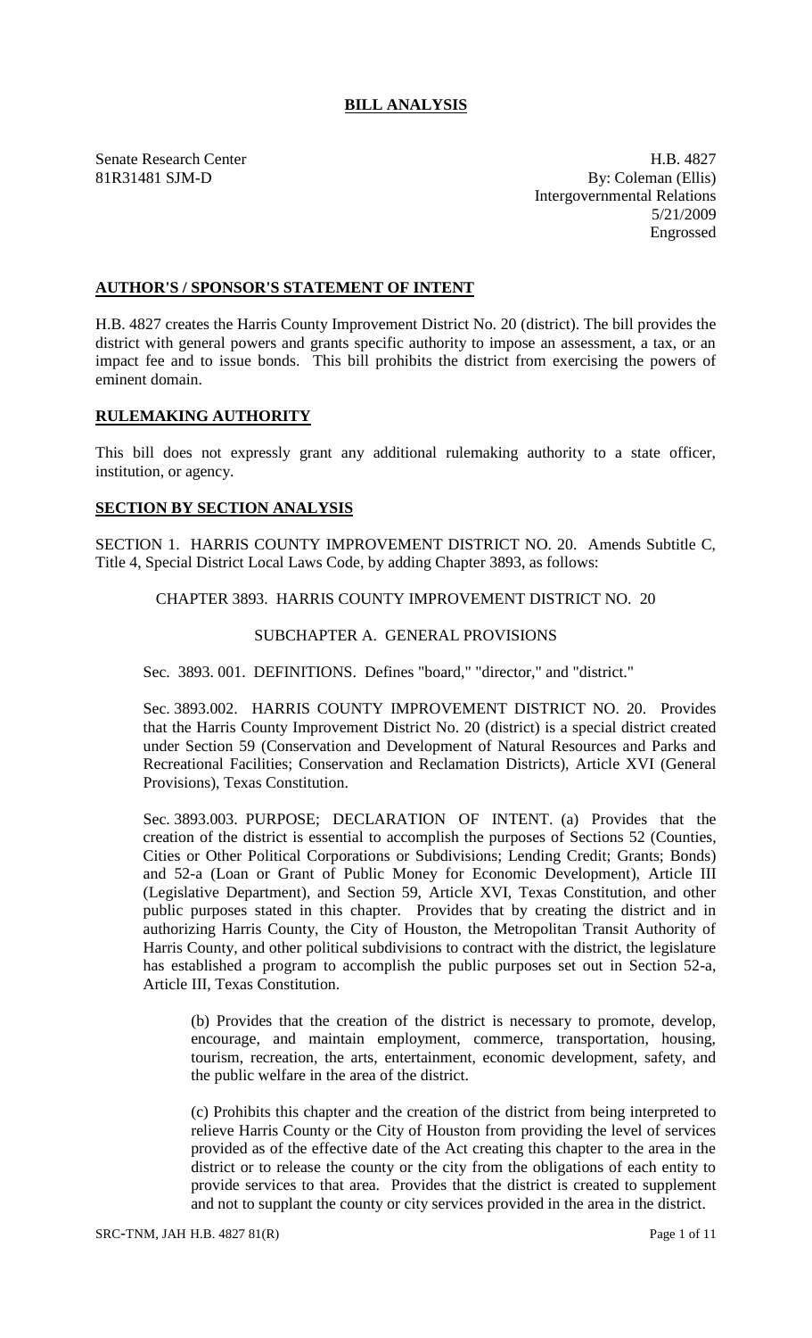# BILL ANALYSIS

Senate Research Center
81R31481 SJM-D

H.B. 4827
By: Coleman (Ellis)
Intergovernmental Relations
5/21/2009
Engrossed

## AUTHOR'S / SPONSOR'S STATEMENT OF INTENT

H.B. 4827 creates the Harris County Improvement District No. 20 (district). The bill provides the district with general powers and grants specific authority to impose an assessment, a tax, or an impact fee and to issue bonds. This bill prohibits the district from exercising the powers of eminent domain.

## RULEMAKING AUTHORITY

This bill does not expressly grant any additional rulemaking authority to a state officer, institution, or agency.

## SECTION BY SECTION ANALYSIS

SECTION 1. HARRIS COUNTY IMPROVEMENT DISTRICT NO. 20. Amends Subtitle C, Title 4, Special District Local Laws Code, by adding Chapter 3893, as follows:

CHAPTER 3893. HARRIS COUNTY IMPROVEMENT DISTRICT NO. 20

SUBCHAPTER A. GENERAL PROVISIONS

Sec. 3893. 001. DEFINITIONS. Defines "board," "director," and "district."

Sec. 3893.002. HARRIS COUNTY IMPROVEMENT DISTRICT NO. 20. Provides that the Harris County Improvement District No. 20 (district) is a special district created under Section 59 (Conservation and Development of Natural Resources and Parks and Recreational Facilities; Conservation and Reclamation Districts), Article XVI (General Provisions), Texas Constitution.

Sec. 3893.003. PURPOSE; DECLARATION OF INTENT. (a) Provides that the creation of the district is essential to accomplish the purposes of Sections 52 (Counties, Cities or Other Political Corporations or Subdivisions; Lending Credit; Grants; Bonds) and 52-a (Loan or Grant of Public Money for Economic Development), Article III (Legislative Department), and Section 59, Article XVI, Texas Constitution, and other public purposes stated in this chapter. Provides that by creating the district and in authorizing Harris County, the City of Houston, the Metropolitan Transit Authority of Harris County, and other political subdivisions to contract with the district, the legislature has established a program to accomplish the public purposes set out in Section 52-a, Article III, Texas Constitution.

(b) Provides that the creation of the district is necessary to promote, develop, encourage, and maintain employment, commerce, transportation, housing, tourism, recreation, the arts, entertainment, economic development, safety, and the public welfare in the area of the district.

(c) Prohibits this chapter and the creation of the district from being interpreted to relieve Harris County or the City of Houston from providing the level of services provided as of the effective date of the Act creating this chapter to the area in the district or to release the county or the city from the obligations of each entity to provide services to that area. Provides that the district is created to supplement and not to supplant the county or city services provided in the area in the district.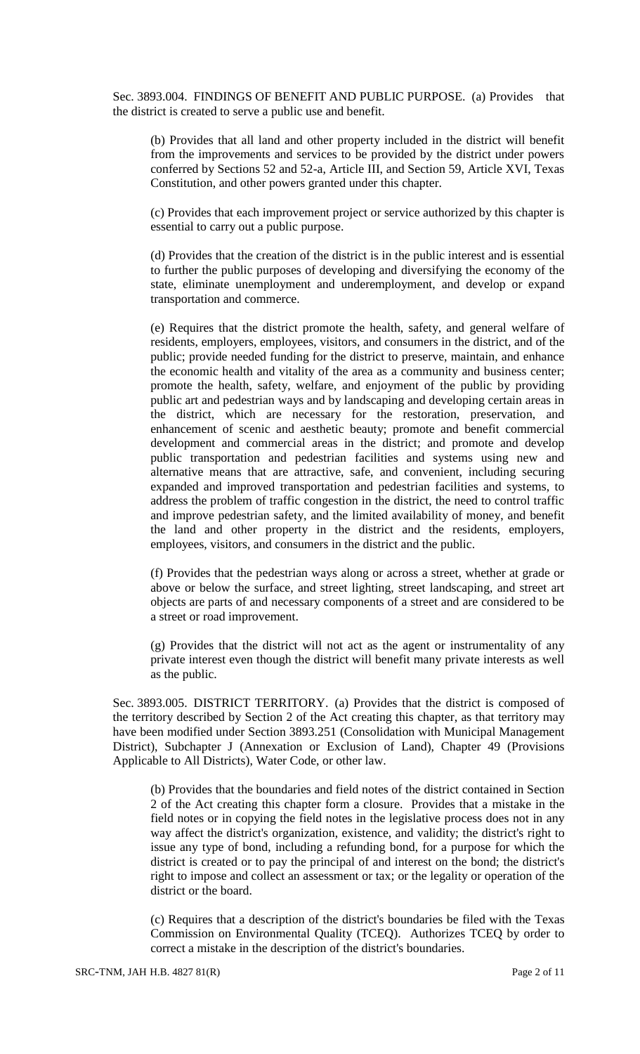Sec. 3893.004. FINDINGS OF BENEFIT AND PUBLIC PURPOSE. (a) Provides that the district is created to serve a public use and benefit.

(b) Provides that all land and other property included in the district will benefit from the improvements and services to be provided by the district under powers conferred by Sections 52 and 52-a, Article III, and Section 59, Article XVI, Texas Constitution, and other powers granted under this chapter.

(c) Provides that each improvement project or service authorized by this chapter is essential to carry out a public purpose.

(d) Provides that the creation of the district is in the public interest and is essential to further the public purposes of developing and diversifying the economy of the state, eliminate unemployment and underemployment, and develop or expand transportation and commerce.

(e) Requires that the district promote the health, safety, and general welfare of residents, employers, employees, visitors, and consumers in the district, and of the public; provide needed funding for the district to preserve, maintain, and enhance the economic health and vitality of the area as a community and business center; promote the health, safety, welfare, and enjoyment of the public by providing public art and pedestrian ways and by landscaping and developing certain areas in the district, which are necessary for the restoration, preservation, and enhancement of scenic and aesthetic beauty; promote and benefit commercial development and commercial areas in the district; and promote and develop public transportation and pedestrian facilities and systems using new and alternative means that are attractive, safe, and convenient, including securing expanded and improved transportation and pedestrian facilities and systems, to address the problem of traffic congestion in the district, the need to control traffic and improve pedestrian safety, and the limited availability of money, and benefit the land and other property in the district and the residents, employers, employees, visitors, and consumers in the district and the public.

(f) Provides that the pedestrian ways along or across a street, whether at grade or above or below the surface, and street lighting, street landscaping, and street art objects are parts of and necessary components of a street and are considered to be a street or road improvement.

(g) Provides that the district will not act as the agent or instrumentality of any private interest even though the district will benefit many private interests as well as the public.

Sec. 3893.005. DISTRICT TERRITORY. (a) Provides that the district is composed of the territory described by Section 2 of the Act creating this chapter, as that territory may have been modified under Section 3893.251 (Consolidation with Municipal Management District), Subchapter J (Annexation or Exclusion of Land), Chapter 49 (Provisions Applicable to All Districts), Water Code, or other law.

(b) Provides that the boundaries and field notes of the district contained in Section 2 of the Act creating this chapter form a closure. Provides that a mistake in the field notes or in copying the field notes in the legislative process does not in any way affect the district's organization, existence, and validity; the district's right to issue any type of bond, including a refunding bond, for a purpose for which the district is created or to pay the principal of and interest on the bond; the district's right to impose and collect an assessment or tax; or the legality or operation of the district or the board.

(c) Requires that a description of the district's boundaries be filed with the Texas Commission on Environmental Quality (TCEQ). Authorizes TCEQ by order to correct a mistake in the description of the district's boundaries.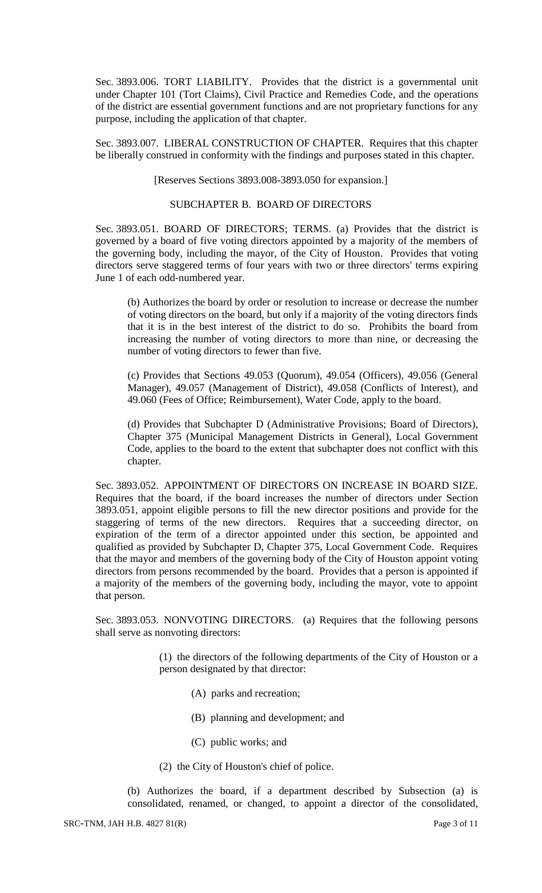Sec. 3893.006. TORT LIABILITY. Provides that the district is a governmental unit under Chapter 101 (Tort Claims), Civil Practice and Remedies Code, and the operations of the district are essential government functions and are not proprietary functions for any purpose, including the application of that chapter.

Sec. 3893.007. LIBERAL CONSTRUCTION OF CHAPTER. Requires that this chapter be liberally construed in conformity with the findings and purposes stated in this chapter.

[Reserves Sections 3893.008-3893.050 for expansion.]

SUBCHAPTER B. BOARD OF DIRECTORS

Sec. 3893.051. BOARD OF DIRECTORS; TERMS. (a) Provides that the district is governed by a board of five voting directors appointed by a majority of the members of the governing body, including the mayor, of the City of Houston. Provides that voting directors serve staggered terms of four years with two or three directors' terms expiring June 1 of each odd-numbered year.

(b) Authorizes the board by order or resolution to increase or decrease the number of voting directors on the board, but only if a majority of the voting directors finds that it is in the best interest of the district to do so. Prohibits the board from increasing the number of voting directors to more than nine, or decreasing the number of voting directors to fewer than five.

(c) Provides that Sections 49.053 (Quorum), 49.054 (Officers), 49.056 (General Manager), 49.057 (Management of District), 49.058 (Conflicts of Interest), and 49.060 (Fees of Office; Reimbursement), Water Code, apply to the board.

(d) Provides that Subchapter D (Administrative Provisions; Board of Directors), Chapter 375 (Municipal Management Districts in General), Local Government Code, applies to the board to the extent that subchapter does not conflict with this chapter.

Sec. 3893.052. APPOINTMENT OF DIRECTORS ON INCREASE IN BOARD SIZE. Requires that the board, if the board increases the number of directors under Section 3893.051, appoint eligible persons to fill the new director positions and provide for the staggering of terms of the new directors. Requires that a succeeding director, on expiration of the term of a director appointed under this section, be appointed and qualified as provided by Subchapter D, Chapter 375, Local Government Code. Requires that the mayor and members of the governing body of the City of Houston appoint voting directors from persons recommended by the board. Provides that a person is appointed if a majority of the members of the governing body, including the mayor, vote to appoint that person.

Sec. 3893.053. NONVOTING DIRECTORS. (a) Requires that the following persons shall serve as nonvoting directors:

(1) the directors of the following departments of the City of Houston or a person designated by that director:

(A) parks and recreation;

(B) planning and development; and

(C) public works; and

(2) the City of Houston's chief of police.

(b) Authorizes the board, if a department described by Subsection (a) is consolidated, renamed, or changed, to appoint a director of the consolidated,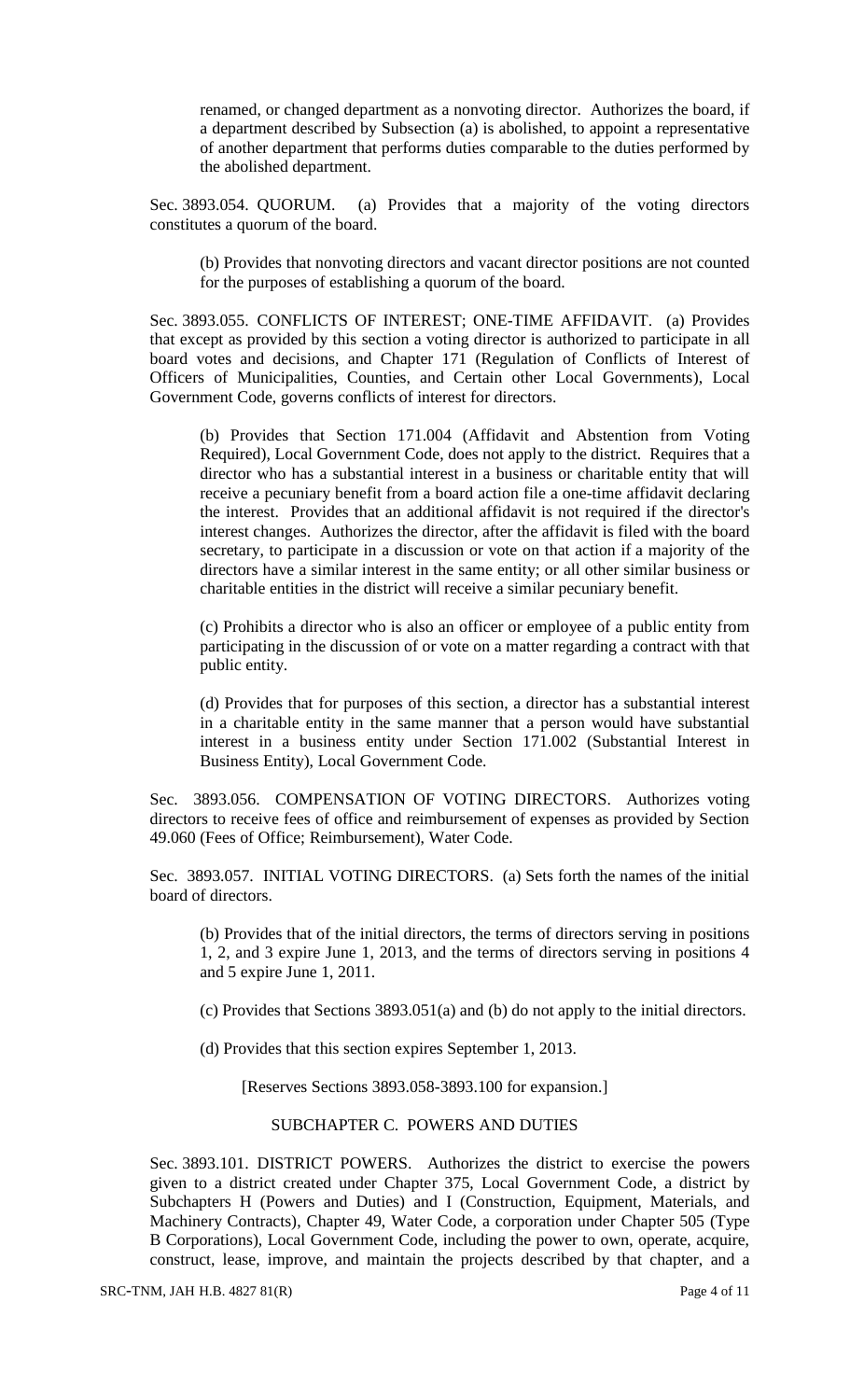renamed, or changed department as a nonvoting director. Authorizes the board, if a department described by Subsection (a) is abolished, to appoint a representative of another department that performs duties comparable to the duties performed by the abolished department.

Sec. 3893.054. QUORUM. (a) Provides that a majority of the voting directors constitutes a quorum of the board.

(b) Provides that nonvoting directors and vacant director positions are not counted for the purposes of establishing a quorum of the board.

Sec. 3893.055. CONFLICTS OF INTEREST; ONE-TIME AFFIDAVIT. (a) Provides that except as provided by this section a voting director is authorized to participate in all board votes and decisions, and Chapter 171 (Regulation of Conflicts of Interest of Officers of Municipalities, Counties, and Certain other Local Governments), Local Government Code, governs conflicts of interest for directors.

(b) Provides that Section 171.004 (Affidavit and Abstention from Voting Required), Local Government Code, does not apply to the district. Requires that a director who has a substantial interest in a business or charitable entity that will receive a pecuniary benefit from a board action file a one-time affidavit declaring the interest. Provides that an additional affidavit is not required if the director's interest changes. Authorizes the director, after the affidavit is filed with the board secretary, to participate in a discussion or vote on that action if a majority of the directors have a similar interest in the same entity; or all other similar business or charitable entities in the district will receive a similar pecuniary benefit.

(c) Prohibits a director who is also an officer or employee of a public entity from participating in the discussion of or vote on a matter regarding a contract with that public entity.

(d) Provides that for purposes of this section, a director has a substantial interest in a charitable entity in the same manner that a person would have substantial interest in a business entity under Section 171.002 (Substantial Interest in Business Entity), Local Government Code.

Sec. 3893.056. COMPENSATION OF VOTING DIRECTORS. Authorizes voting directors to receive fees of office and reimbursement of expenses as provided by Section 49.060 (Fees of Office; Reimbursement), Water Code.

Sec. 3893.057. INITIAL VOTING DIRECTORS. (a) Sets forth the names of the initial board of directors.

(b) Provides that of the initial directors, the terms of directors serving in positions 1, 2, and 3 expire June 1, 2013, and the terms of directors serving in positions 4 and 5 expire June 1, 2011.

(c) Provides that Sections 3893.051(a) and (b) do not apply to the initial directors.

(d) Provides that this section expires September 1, 2013.

[Reserves Sections 3893.058-3893.100 for expansion.]

## SUBCHAPTER C. POWERS AND DUTIES

Sec. 3893.101. DISTRICT POWERS. Authorizes the district to exercise the powers given to a district created under Chapter 375, Local Government Code, a district by Subchapters H (Powers and Duties) and I (Construction, Equipment, Materials, and Machinery Contracts), Chapter 49, Water Code, a corporation under Chapter 505 (Type B Corporations), Local Government Code, including the power to own, operate, acquire, construct, lease, improve, and maintain the projects described by that chapter, and a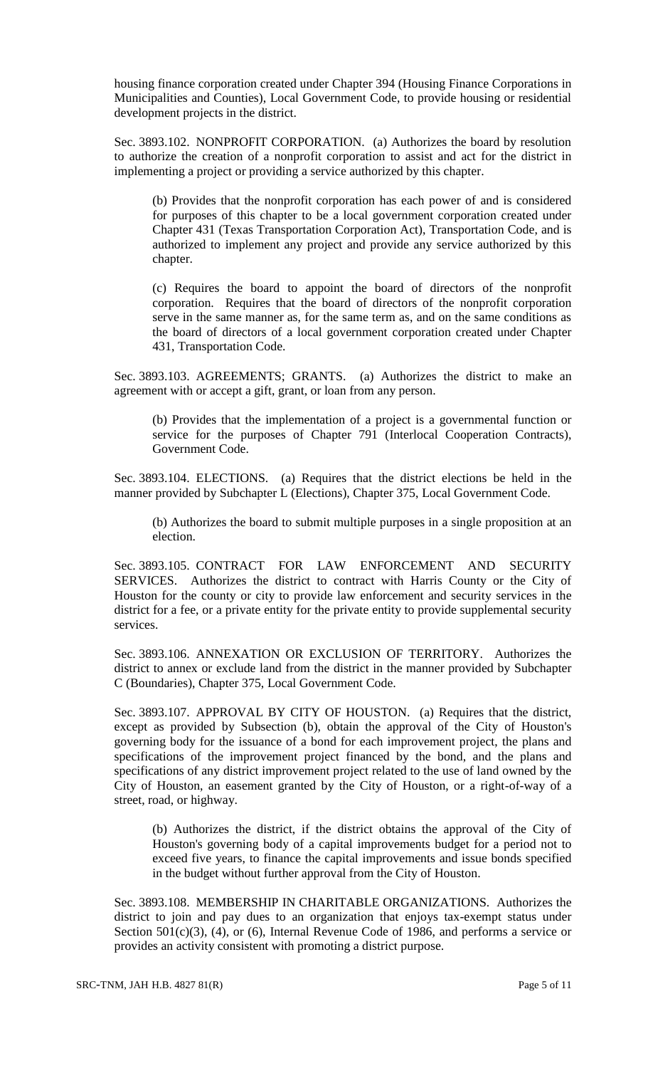housing finance corporation created under Chapter 394 (Housing Finance Corporations in Municipalities and Counties), Local Government Code, to provide housing or residential development projects in the district.

Sec. 3893.102. NONPROFIT CORPORATION. (a) Authorizes the board by resolution to authorize the creation of a nonprofit corporation to assist and act for the district in implementing a project or providing a service authorized by this chapter.

(b) Provides that the nonprofit corporation has each power of and is considered for purposes of this chapter to be a local government corporation created under Chapter 431 (Texas Transportation Corporation Act), Transportation Code, and is authorized to implement any project and provide any service authorized by this chapter.

(c) Requires the board to appoint the board of directors of the nonprofit corporation. Requires that the board of directors of the nonprofit corporation serve in the same manner as, for the same term as, and on the same conditions as the board of directors of a local government corporation created under Chapter 431, Transportation Code.

Sec. 3893.103. AGREEMENTS; GRANTS. (a) Authorizes the district to make an agreement with or accept a gift, grant, or loan from any person.

(b) Provides that the implementation of a project is a governmental function or service for the purposes of Chapter 791 (Interlocal Cooperation Contracts), Government Code.

Sec. 3893.104. ELECTIONS. (a) Requires that the district elections be held in the manner provided by Subchapter L (Elections), Chapter 375, Local Government Code.

(b) Authorizes the board to submit multiple purposes in a single proposition at an election.

Sec. 3893.105. CONTRACT FOR LAW ENFORCEMENT AND SECURITY SERVICES. Authorizes the district to contract with Harris County or the City of Houston for the county or city to provide law enforcement and security services in the district for a fee, or a private entity for the private entity to provide supplemental security services.

Sec. 3893.106. ANNEXATION OR EXCLUSION OF TERRITORY. Authorizes the district to annex or exclude land from the district in the manner provided by Subchapter C (Boundaries), Chapter 375, Local Government Code.

Sec. 3893.107. APPROVAL BY CITY OF HOUSTON. (a) Requires that the district, except as provided by Subsection (b), obtain the approval of the City of Houston's governing body for the issuance of a bond for each improvement project, the plans and specifications of the improvement project financed by the bond, and the plans and specifications of any district improvement project related to the use of land owned by the City of Houston, an easement granted by the City of Houston, or a right-of-way of a street, road, or highway.

(b) Authorizes the district, if the district obtains the approval of the City of Houston's governing body of a capital improvements budget for a period not to exceed five years, to finance the capital improvements and issue bonds specified in the budget without further approval from the City of Houston.

Sec. 3893.108. MEMBERSHIP IN CHARITABLE ORGANIZATIONS. Authorizes the district to join and pay dues to an organization that enjoys tax-exempt status under Section 501(c)(3), (4), or (6), Internal Revenue Code of 1986, and performs a service or provides an activity consistent with promoting a district purpose.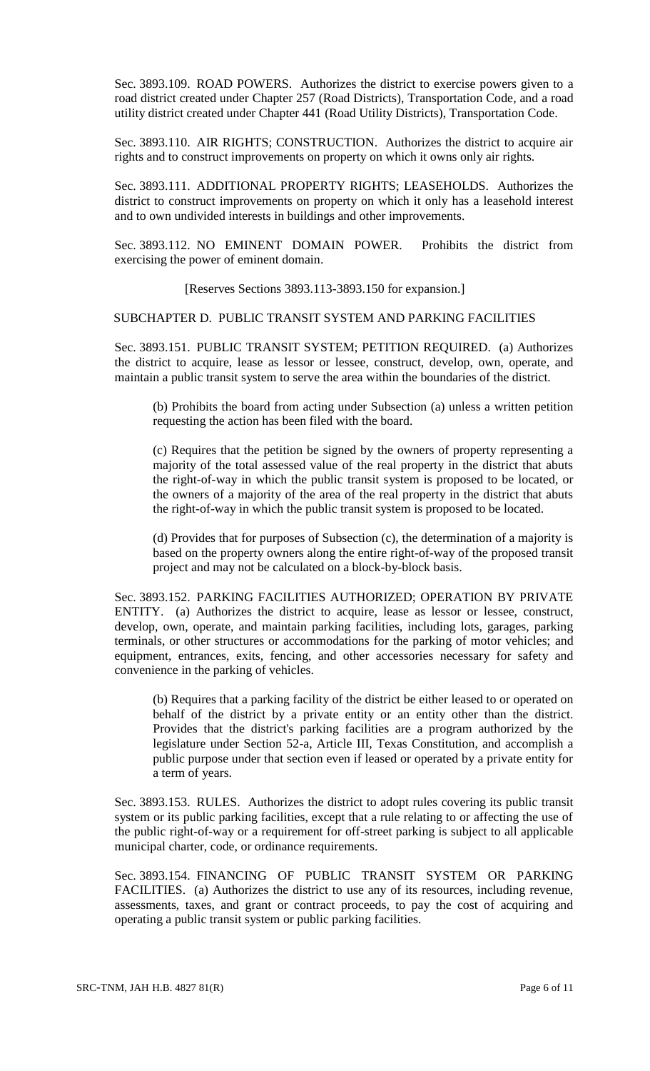Sec. 3893.109. ROAD POWERS. Authorizes the district to exercise powers given to a road district created under Chapter 257 (Road Districts), Transportation Code, and a road utility district created under Chapter 441 (Road Utility Districts), Transportation Code.

Sec. 3893.110. AIR RIGHTS; CONSTRUCTION. Authorizes the district to acquire air rights and to construct improvements on property on which it owns only air rights.

Sec. 3893.111. ADDITIONAL PROPERTY RIGHTS; LEASEHOLDS. Authorizes the district to construct improvements on property on which it only has a leasehold interest and to own undivided interests in buildings and other improvements.

Sec. 3893.112. NO EMINENT DOMAIN POWER. Prohibits the district from exercising the power of eminent domain.

[Reserves Sections 3893.113-3893.150 for expansion.]

SUBCHAPTER D. PUBLIC TRANSIT SYSTEM AND PARKING FACILITIES

Sec. 3893.151. PUBLIC TRANSIT SYSTEM; PETITION REQUIRED. (a) Authorizes the district to acquire, lease as lessor or lessee, construct, develop, own, operate, and maintain a public transit system to serve the area within the boundaries of the district.

(b) Prohibits the board from acting under Subsection (a) unless a written petition requesting the action has been filed with the board.

(c) Requires that the petition be signed by the owners of property representing a majority of the total assessed value of the real property in the district that abuts the right-of-way in which the public transit system is proposed to be located, or the owners of a majority of the area of the real property in the district that abuts the right-of-way in which the public transit system is proposed to be located.

(d) Provides that for purposes of Subsection (c), the determination of a majority is based on the property owners along the entire right-of-way of the proposed transit project and may not be calculated on a block-by-block basis.

Sec. 3893.152. PARKING FACILITIES AUTHORIZED; OPERATION BY PRIVATE ENTITY. (a) Authorizes the district to acquire, lease as lessor or lessee, construct, develop, own, operate, and maintain parking facilities, including lots, garages, parking terminals, or other structures or accommodations for the parking of motor vehicles; and equipment, entrances, exits, fencing, and other accessories necessary for safety and convenience in the parking of vehicles.

(b) Requires that a parking facility of the district be either leased to or operated on behalf of the district by a private entity or an entity other than the district. Provides that the district's parking facilities are a program authorized by the legislature under Section 52-a, Article III, Texas Constitution, and accomplish a public purpose under that section even if leased or operated by a private entity for a term of years.

Sec. 3893.153. RULES. Authorizes the district to adopt rules covering its public transit system or its public parking facilities, except that a rule relating to or affecting the use of the public right-of-way or a requirement for off-street parking is subject to all applicable municipal charter, code, or ordinance requirements.

Sec. 3893.154. FINANCING OF PUBLIC TRANSIT SYSTEM OR PARKING FACILITIES. (a) Authorizes the district to use any of its resources, including revenue, assessments, taxes, and grant or contract proceeds, to pay the cost of acquiring and operating a public transit system or public parking facilities.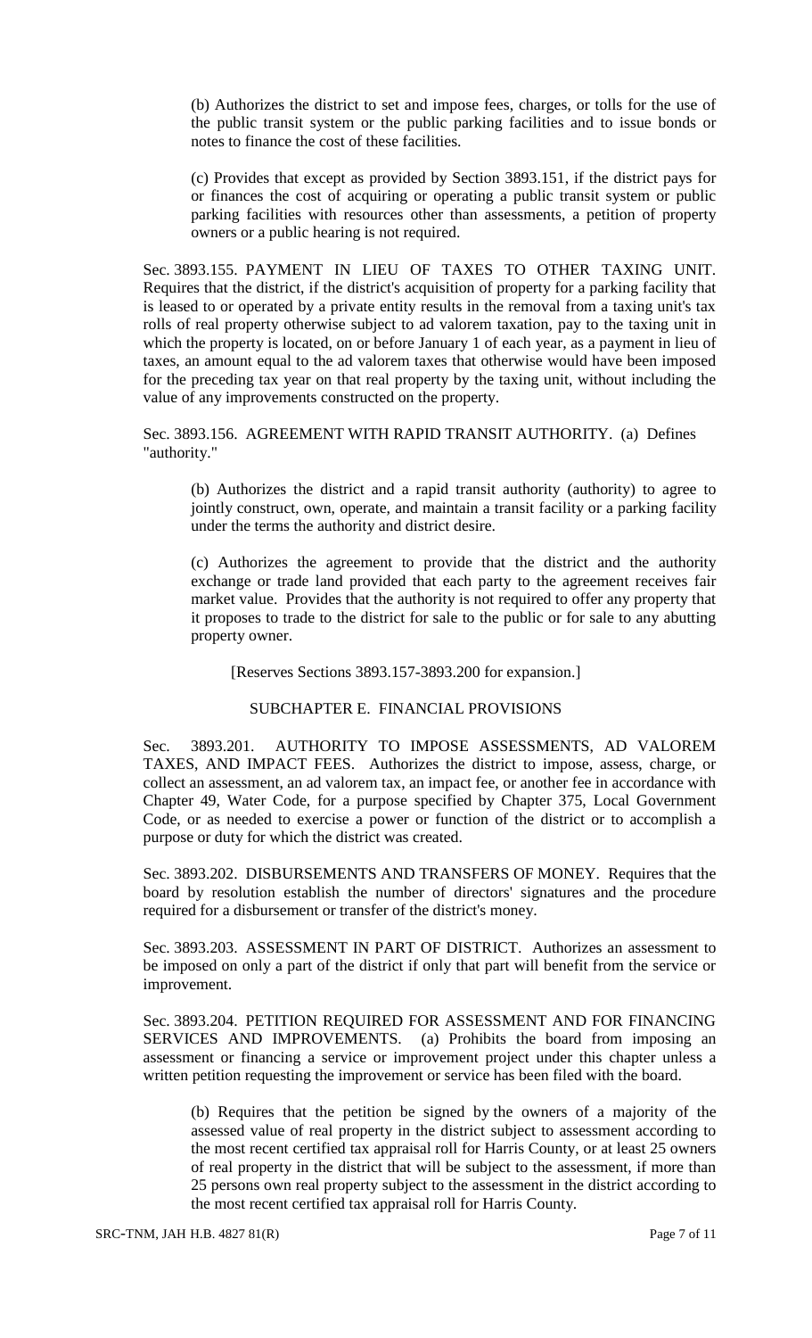(b) Authorizes the district to set and impose fees, charges, or tolls for the use of the public transit system or the public parking facilities and to issue bonds or notes to finance the cost of these facilities.

(c) Provides that except as provided by Section 3893.151, if the district pays for or finances the cost of acquiring or operating a public transit system or public parking facilities with resources other than assessments, a petition of property owners or a public hearing is not required.

Sec. 3893.155. PAYMENT IN LIEU OF TAXES TO OTHER TAXING UNIT. Requires that the district, if the district's acquisition of property for a parking facility that is leased to or operated by a private entity results in the removal from a taxing unit's tax rolls of real property otherwise subject to ad valorem taxation, pay to the taxing unit in which the property is located, on or before January 1 of each year, as a payment in lieu of taxes, an amount equal to the ad valorem taxes that otherwise would have been imposed for the preceding tax year on that real property by the taxing unit, without including the value of any improvements constructed on the property.

Sec. 3893.156. AGREEMENT WITH RAPID TRANSIT AUTHORITY. (a) Defines "authority."

(b) Authorizes the district and a rapid transit authority (authority) to agree to jointly construct, own, operate, and maintain a transit facility or a parking facility under the terms the authority and district desire.

(c) Authorizes the agreement to provide that the district and the authority exchange or trade land provided that each party to the agreement receives fair market value. Provides that the authority is not required to offer any property that it proposes to trade to the district for sale to the public or for sale to any abutting property owner.

[Reserves Sections 3893.157-3893.200 for expansion.]

## SUBCHAPTER E. FINANCIAL PROVISIONS

Sec. 3893.201. AUTHORITY TO IMPOSE ASSESSMENTS, AD VALOREM TAXES, AND IMPACT FEES. Authorizes the district to impose, assess, charge, or collect an assessment, an ad valorem tax, an impact fee, or another fee in accordance with Chapter 49, Water Code, for a purpose specified by Chapter 375, Local Government Code, or as needed to exercise a power or function of the district or to accomplish a purpose or duty for which the district was created.

Sec. 3893.202. DISBURSEMENTS AND TRANSFERS OF MONEY. Requires that the board by resolution establish the number of directors' signatures and the procedure required for a disbursement or transfer of the district's money.

Sec. 3893.203. ASSESSMENT IN PART OF DISTRICT. Authorizes an assessment to be imposed on only a part of the district if only that part will benefit from the service or improvement.

Sec. 3893.204. PETITION REQUIRED FOR ASSESSMENT AND FOR FINANCING SERVICES AND IMPROVEMENTS. (a) Prohibits the board from imposing an assessment or financing a service or improvement project under this chapter unless a written petition requesting the improvement or service has been filed with the board.

(b) Requires that the petition be signed by the owners of a majority of the assessed value of real property in the district subject to assessment according to the most recent certified tax appraisal roll for Harris County, or at least 25 owners of real property in the district that will be subject to the assessment, if more than 25 persons own real property subject to the assessment in the district according to the most recent certified tax appraisal roll for Harris County.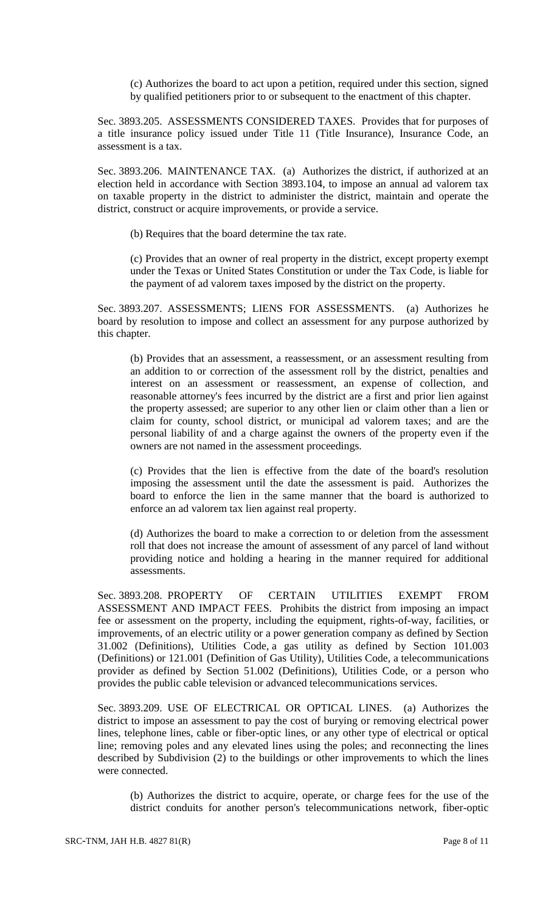(c) Authorizes the board to act upon a petition, required under this section, signed by qualified petitioners prior to or subsequent to the enactment of this chapter.

Sec. 3893.205. ASSESSMENTS CONSIDERED TAXES. Provides that for purposes of a title insurance policy issued under Title 11 (Title Insurance), Insurance Code, an assessment is a tax.

Sec. 3893.206. MAINTENANCE TAX. (a) Authorizes the district, if authorized at an election held in accordance with Section 3893.104, to impose an annual ad valorem tax on taxable property in the district to administer the district, maintain and operate the district, construct or acquire improvements, or provide a service.

(b) Requires that the board determine the tax rate.

(c) Provides that an owner of real property in the district, except property exempt under the Texas or United States Constitution or under the Tax Code, is liable for the payment of ad valorem taxes imposed by the district on the property.

Sec. 3893.207. ASSESSMENTS; LIENS FOR ASSESSMENTS. (a) Authorizes he board by resolution to impose and collect an assessment for any purpose authorized by this chapter.

(b) Provides that an assessment, a reassessment, or an assessment resulting from an addition to or correction of the assessment roll by the district, penalties and interest on an assessment or reassessment, an expense of collection, and reasonable attorney's fees incurred by the district are a first and prior lien against the property assessed; are superior to any other lien or claim other than a lien or claim for county, school district, or municipal ad valorem taxes; and are the personal liability of and a charge against the owners of the property even if the owners are not named in the assessment proceedings.

(c) Provides that the lien is effective from the date of the board's resolution imposing the assessment until the date the assessment is paid. Authorizes the board to enforce the lien in the same manner that the board is authorized to enforce an ad valorem tax lien against real property.

(d) Authorizes the board to make a correction to or deletion from the assessment roll that does not increase the amount of assessment of any parcel of land without providing notice and holding a hearing in the manner required for additional assessments.

Sec. 3893.208. PROPERTY OF CERTAIN UTILITIES EXEMPT FROM ASSESSMENT AND IMPACT FEES. Prohibits the district from imposing an impact fee or assessment on the property, including the equipment, rights-of-way, facilities, or improvements, of an electric utility or a power generation company as defined by Section 31.002 (Definitions), Utilities Code, a gas utility as defined by Section 101.003 (Definitions) or 121.001 (Definition of Gas Utility), Utilities Code, a telecommunications provider as defined by Section 51.002 (Definitions), Utilities Code, or a person who provides the public cable television or advanced telecommunications services.

Sec. 3893.209. USE OF ELECTRICAL OR OPTICAL LINES. (a) Authorizes the district to impose an assessment to pay the cost of burying or removing electrical power lines, telephone lines, cable or fiber-optic lines, or any other type of electrical or optical line; removing poles and any elevated lines using the poles; and reconnecting the lines described by Subdivision (2) to the buildings or other improvements to which the lines were connected.

(b) Authorizes the district to acquire, operate, or charge fees for the use of the district conduits for another person's telecommunications network, fiber-optic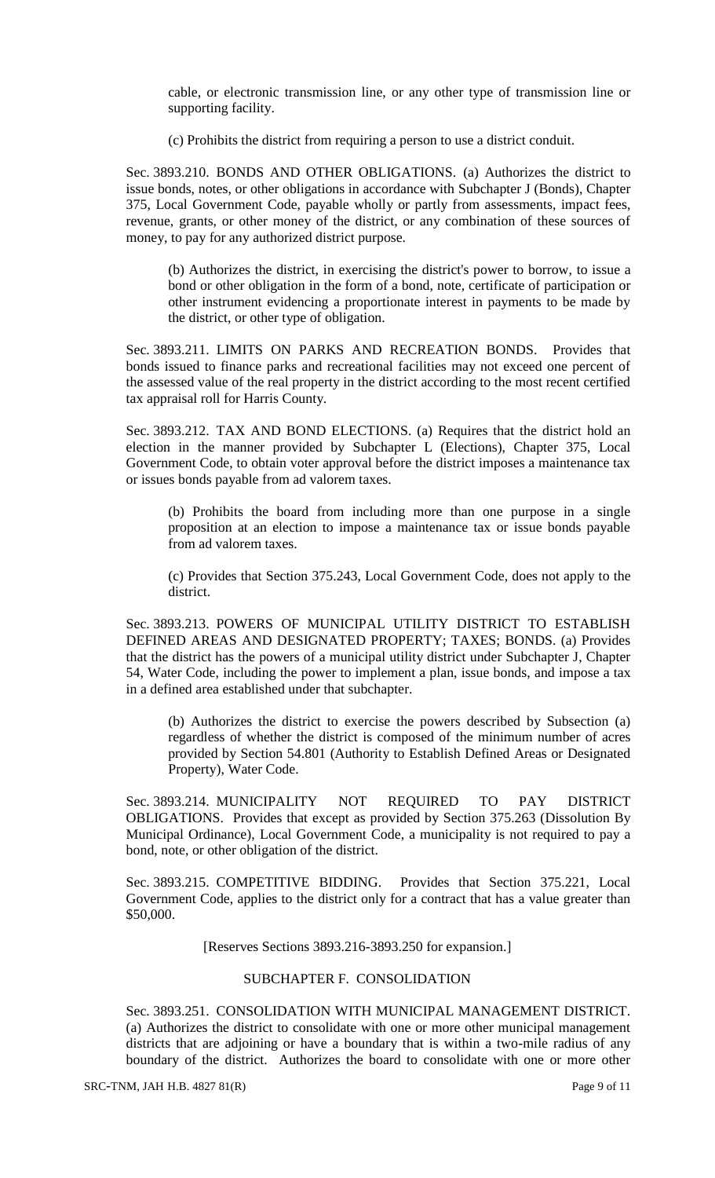cable, or electronic transmission line, or any other type of transmission line or supporting facility.

(c) Prohibits the district from requiring a person to use a district conduit.

Sec. 3893.210. BONDS AND OTHER OBLIGATIONS. (a) Authorizes the district to issue bonds, notes, or other obligations in accordance with Subchapter J (Bonds), Chapter 375, Local Government Code, payable wholly or partly from assessments, impact fees, revenue, grants, or other money of the district, or any combination of these sources of money, to pay for any authorized district purpose.

(b) Authorizes the district, in exercising the district's power to borrow, to issue a bond or other obligation in the form of a bond, note, certificate of participation or other instrument evidencing a proportionate interest in payments to be made by the district, or other type of obligation.

Sec. 3893.211. LIMITS ON PARKS AND RECREATION BONDS. Provides that bonds issued to finance parks and recreational facilities may not exceed one percent of the assessed value of the real property in the district according to the most recent certified tax appraisal roll for Harris County.

Sec. 3893.212. TAX AND BOND ELECTIONS. (a) Requires that the district hold an election in the manner provided by Subchapter L (Elections), Chapter 375, Local Government Code, to obtain voter approval before the district imposes a maintenance tax or issues bonds payable from ad valorem taxes.

(b) Prohibits the board from including more than one purpose in a single proposition at an election to impose a maintenance tax or issue bonds payable from ad valorem taxes.

(c) Provides that Section 375.243, Local Government Code, does not apply to the district.

Sec. 3893.213. POWERS OF MUNICIPAL UTILITY DISTRICT TO ESTABLISH DEFINED AREAS AND DESIGNATED PROPERTY; TAXES; BONDS. (a) Provides that the district has the powers of a municipal utility district under Subchapter J, Chapter 54, Water Code, including the power to implement a plan, issue bonds, and impose a tax in a defined area established under that subchapter.

(b) Authorizes the district to exercise the powers described by Subsection (a) regardless of whether the district is composed of the minimum number of acres provided by Section 54.801 (Authority to Establish Defined Areas or Designated Property), Water Code.

Sec. 3893.214. MUNICIPALITY NOT REQUIRED TO PAY DISTRICT OBLIGATIONS. Provides that except as provided by Section 375.263 (Dissolution By Municipal Ordinance), Local Government Code, a municipality is not required to pay a bond, note, or other obligation of the district.

Sec. 3893.215. COMPETITIVE BIDDING. Provides that Section 375.221, Local Government Code, applies to the district only for a contract that has a value greater than $50,000.

[Reserves Sections 3893.216-3893.250 for expansion.]

SUBCHAPTER F. CONSOLIDATION

Sec. 3893.251. CONSOLIDATION WITH MUNICIPAL MANAGEMENT DISTRICT. (a) Authorizes the district to consolidate with one or more other municipal management districts that are adjoining or have a boundary that is within a two-mile radius of any boundary of the district. Authorizes the board to consolidate with one or more other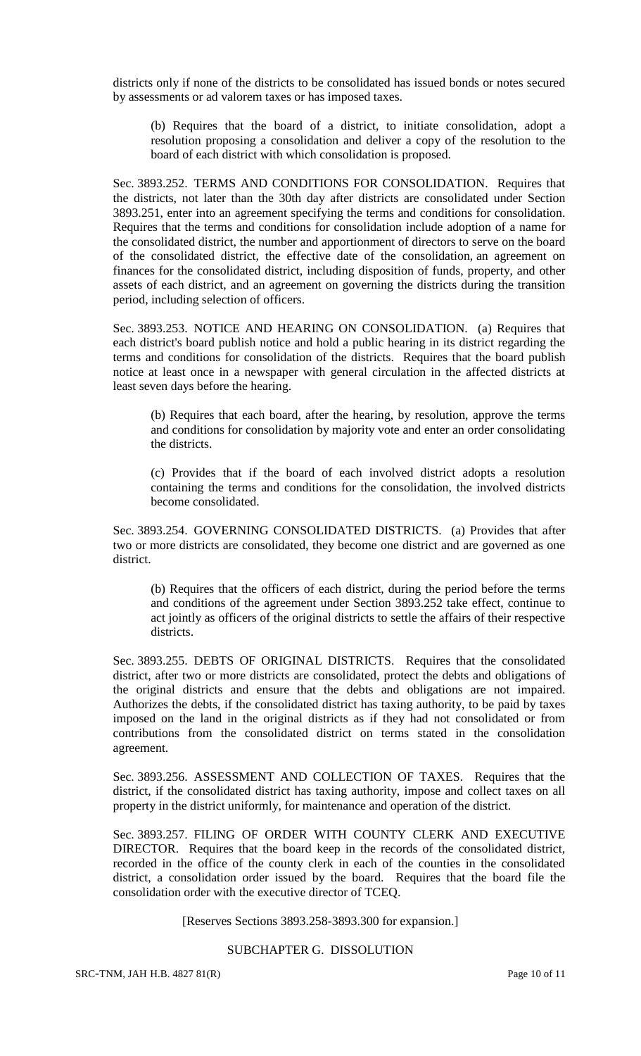districts only if none of the districts to be consolidated has issued bonds or notes secured by assessments or ad valorem taxes or has imposed taxes.

(b) Requires that the board of a district, to initiate consolidation, adopt a resolution proposing a consolidation and deliver a copy of the resolution to the board of each district with which consolidation is proposed.

Sec. 3893.252. TERMS AND CONDITIONS FOR CONSOLIDATION. Requires that the districts, not later than the 30th day after districts are consolidated under Section 3893.251, enter into an agreement specifying the terms and conditions for consolidation. Requires that the terms and conditions for consolidation include adoption of a name for the consolidated district, the number and apportionment of directors to serve on the board of the consolidated district, the effective date of the consolidation, an agreement on finances for the consolidated district, including disposition of funds, property, and other assets of each district, and an agreement on governing the districts during the transition period, including selection of officers.

Sec. 3893.253. NOTICE AND HEARING ON CONSOLIDATION. (a) Requires that each district's board publish notice and hold a public hearing in its district regarding the terms and conditions for consolidation of the districts. Requires that the board publish notice at least once in a newspaper with general circulation in the affected districts at least seven days before the hearing.

(b) Requires that each board, after the hearing, by resolution, approve the terms and conditions for consolidation by majority vote and enter an order consolidating the districts.

(c) Provides that if the board of each involved district adopts a resolution containing the terms and conditions for the consolidation, the involved districts become consolidated.

Sec. 3893.254. GOVERNING CONSOLIDATED DISTRICTS. (a) Provides that after two or more districts are consolidated, they become one district and are governed as one district.

(b) Requires that the officers of each district, during the period before the terms and conditions of the agreement under Section 3893.252 take effect, continue to act jointly as officers of the original districts to settle the affairs of their respective districts.

Sec. 3893.255. DEBTS OF ORIGINAL DISTRICTS. Requires that the consolidated district, after two or more districts are consolidated, protect the debts and obligations of the original districts and ensure that the debts and obligations are not impaired. Authorizes the debts, if the consolidated district has taxing authority, to be paid by taxes imposed on the land in the original districts as if they had not consolidated or from contributions from the consolidated district on terms stated in the consolidation agreement.

Sec. 3893.256. ASSESSMENT AND COLLECTION OF TAXES. Requires that the district, if the consolidated district has taxing authority, impose and collect taxes on all property in the district uniformly, for maintenance and operation of the district.

Sec. 3893.257. FILING OF ORDER WITH COUNTY CLERK AND EXECUTIVE DIRECTOR. Requires that the board keep in the records of the consolidated district, recorded in the office of the county clerk in each of the counties in the consolidated district, a consolidation order issued by the board. Requires that the board file the consolidation order with the executive director of TCEQ.

[Reserves Sections 3893.258-3893.300 for expansion.]

SUBCHAPTER G. DISSOLUTION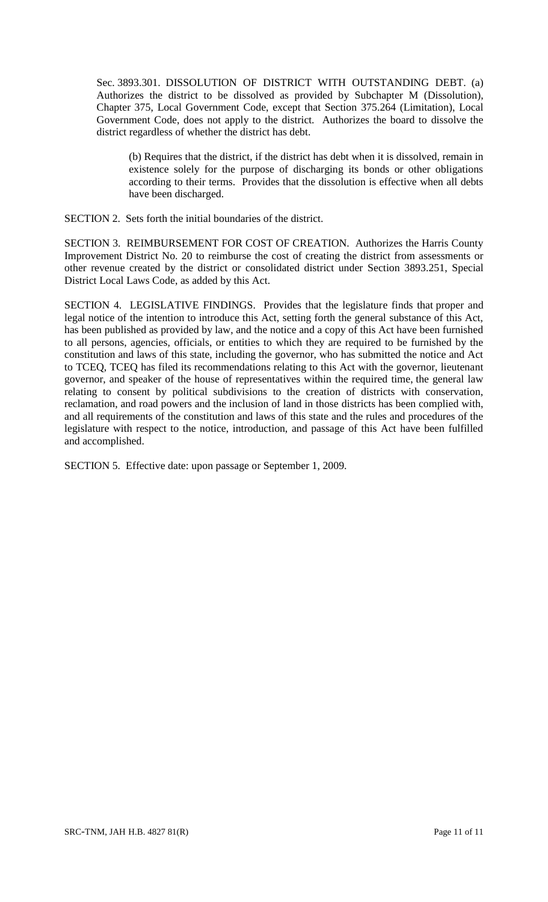Sec. 3893.301. DISSOLUTION OF DISTRICT WITH OUTSTANDING DEBT. (a) Authorizes the district to be dissolved as provided by Subchapter M (Dissolution), Chapter 375, Local Government Code, except that Section 375.264 (Limitation), Local Government Code, does not apply to the district. Authorizes the board to dissolve the district regardless of whether the district has debt.

(b) Requires that the district, if the district has debt when it is dissolved, remain in existence solely for the purpose of discharging its bonds or other obligations according to their terms. Provides that the dissolution is effective when all debts have been discharged.

SECTION 2. Sets forth the initial boundaries of the district.

SECTION 3. REIMBURSEMENT FOR COST OF CREATION. Authorizes the Harris County Improvement District No. 20 to reimburse the cost of creating the district from assessments or other revenue created by the district or consolidated district under Section 3893.251, Special District Local Laws Code, as added by this Act.

SECTION 4. LEGISLATIVE FINDINGS. Provides that the legislature finds that proper and legal notice of the intention to introduce this Act, setting forth the general substance of this Act, has been published as provided by law, and the notice and a copy of this Act have been furnished to all persons, agencies, officials, or entities to which they are required to be furnished by the constitution and laws of this state, including the governor, who has submitted the notice and Act to TCEQ, TCEQ has filed its recommendations relating to this Act with the governor, lieutenant governor, and speaker of the house of representatives within the required time, the general law relating to consent by political subdivisions to the creation of districts with conservation, reclamation, and road powers and the inclusion of land in those districts has been complied with, and all requirements of the constitution and laws of this state and the rules and procedures of the legislature with respect to the notice, introduction, and passage of this Act have been fulfilled and accomplished.

SECTION 5. Effective date: upon passage or September 1, 2009.